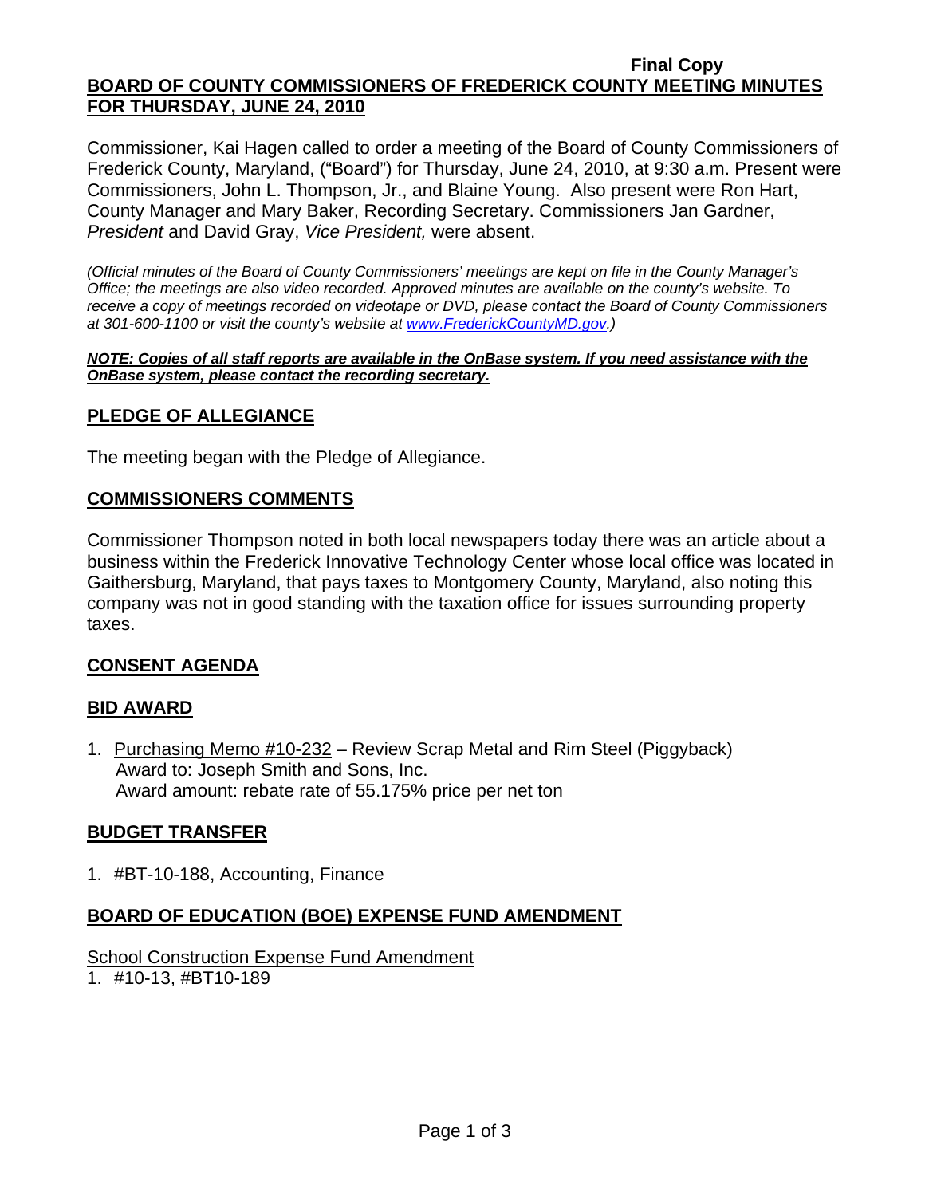**Final Copy**

# BOARD OF COUNTY COMMISSIONERS OF FREDERICK COUNTY MEETING MINUTES FOR THURSDAY, JUNE 24, 2010

Commissioner, Kai Hagen called to order a meeting of the Board of County Commissioners of Frederick County, Maryland, ("Board") for Thursday, June 24, 2010, at 9:30 a.m. Present were Commissioners, John L. Thompson, Jr., and Blaine Young. Also present were Ron Hart, County Manager and Mary Baker, Recording Secretary. Commissioners Jan Gardner, *President* and David Gray, *Vice President,* were absent.

*(Official minutes of the Board of County Commissioners' meetings are kept on file in the County Manager's Office; the meetings are also video recorded. Approved minutes are available on the county's website. To receive a copy of meetings recorded on videotape or DVD, please contact the Board of County Commissioners at 301-600-1100 or visit the county's website at www.FrederickCountyMD.gov.)*

***NOTE: Copies of all staff reports are available in the OnBase system. If you need assistance with the OnBase system, please contact the recording secretary.***

## PLEDGE OF ALLEGIANCE

The meeting began with the Pledge of Allegiance.

## COMMISSIONERS COMMENTS

Commissioner Thompson noted in both local newspapers today there was an article about a business within the Frederick Innovative Technology Center whose local office was located in Gaithersburg, Maryland, that pays taxes to Montgomery County, Maryland, also noting this company was not in good standing with the taxation office for issues surrounding property taxes.

## CONSENT AGENDA

## BID AWARD

1. Purchasing Memo #10-232 – Review Scrap Metal and Rim Steel (Piggyback)
   Award to: Joseph Smith and Sons, Inc.
   Award amount: rebate rate of 55.175% price per net ton

## BUDGET TRANSFER

1. #BT-10-188, Accounting, Finance

## BOARD OF EDUCATION (BOE) EXPENSE FUND AMENDMENT

School Construction Expense Fund Amendment

1. #10-13, #BT10-189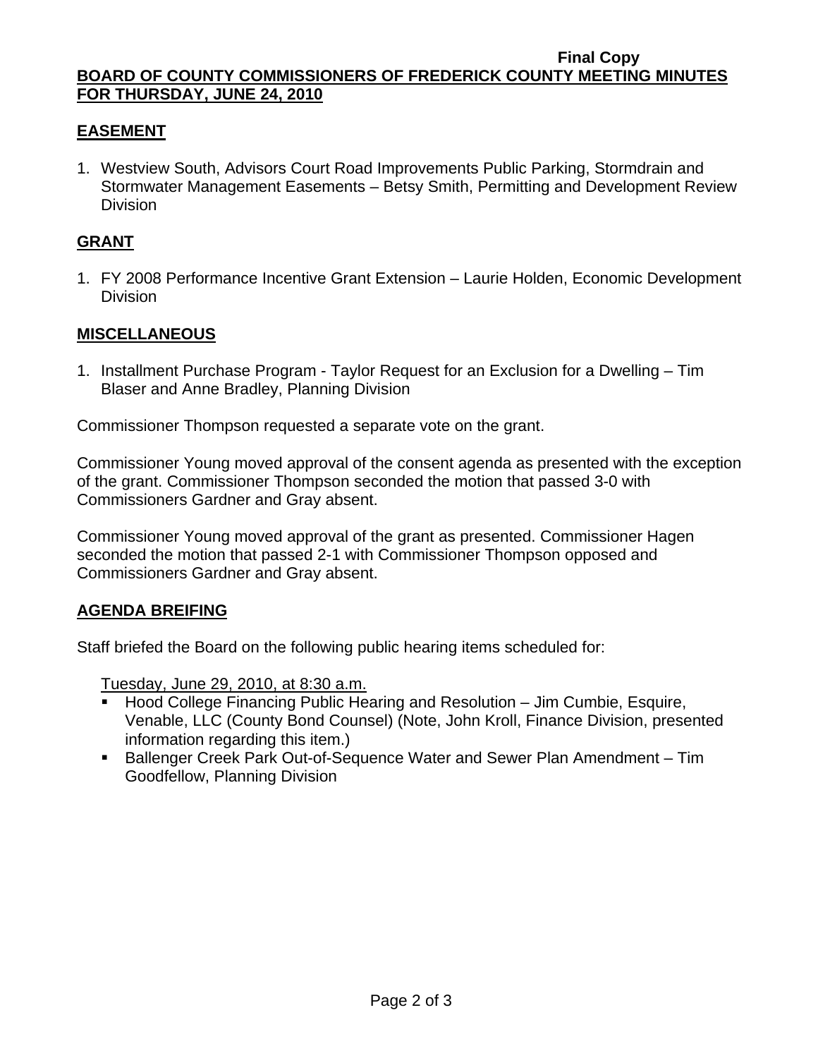**Final Copy**

**BOARD OF COUNTY COMMISSIONERS OF FREDERICK COUNTY MEETING MINUTES FOR THURSDAY, JUNE 24, 2010**

## EASEMENT

1. Westview South, Advisors Court Road Improvements Public Parking, Stormdrain and Stormwater Management Easements – Betsy Smith, Permitting and Development Review Division

## GRANT

1. FY 2008 Performance Incentive Grant Extension – Laurie Holden, Economic Development Division

## MISCELLANEOUS

1. Installment Purchase Program - Taylor Request for an Exclusion for a Dwelling – Tim Blaser and Anne Bradley, Planning Division

Commissioner Thompson requested a separate vote on the grant.

Commissioner Young moved approval of the consent agenda as presented with the exception of the grant. Commissioner Thompson seconded the motion that passed 3-0 with Commissioners Gardner and Gray absent.

Commissioner Young moved approval of the grant as presented. Commissioner Hagen seconded the motion that passed 2-1 with Commissioner Thompson opposed and Commissioners Gardner and Gray absent.

## AGENDA BREIFING

Staff briefed the Board on the following public hearing items scheduled for:

Tuesday, June 29, 2010, at 8:30 a.m.

- Hood College Financing Public Hearing and Resolution – Jim Cumbie, Esquire, Venable, LLC (County Bond Counsel) (Note, John Kroll, Finance Division, presented information regarding this item.)
- Ballenger Creek Park Out-of-Sequence Water and Sewer Plan Amendment – Tim Goodfellow, Planning Division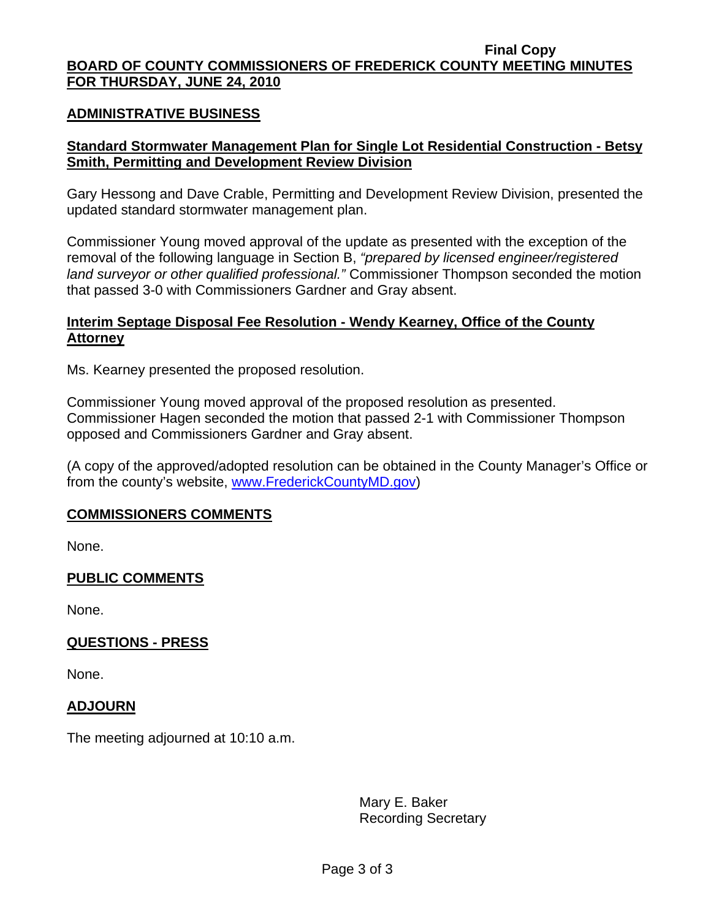**Final Copy**

**BOARD OF COUNTY COMMISSIONERS OF FREDERICK COUNTY MEETING MINUTES FOR THURSDAY, JUNE 24, 2010**

## ADMINISTRATIVE BUSINESS

### Standard Stormwater Management Plan for Single Lot Residential Construction - Betsy Smith, Permitting and Development Review Division

Gary Hessong and Dave Crable, Permitting and Development Review Division, presented the updated standard stormwater management plan.

Commissioner Young moved approval of the update as presented with the exception of the removal of the following language in Section B, *"prepared by licensed engineer/registered land surveyor or other qualified professional."* Commissioner Thompson seconded the motion that passed 3-0 with Commissioners Gardner and Gray absent.

### Interim Septage Disposal Fee Resolution - Wendy Kearney, Office of the County Attorney

Ms. Kearney presented the proposed resolution.

Commissioner Young moved approval of the proposed resolution as presented. Commissioner Hagen seconded the motion that passed 2-1 with Commissioner Thompson opposed and Commissioners Gardner and Gray absent.

(A copy of the approved/adopted resolution can be obtained in the County Manager's Office or from the county's website, www.FrederickCountyMD.gov)

## COMMISSIONERS COMMENTS

None.

## PUBLIC COMMENTS

None.

## QUESTIONS - PRESS

None.

## ADJOURN

The meeting adjourned at 10:10 a.m.

Mary E. Baker
Recording Secretary